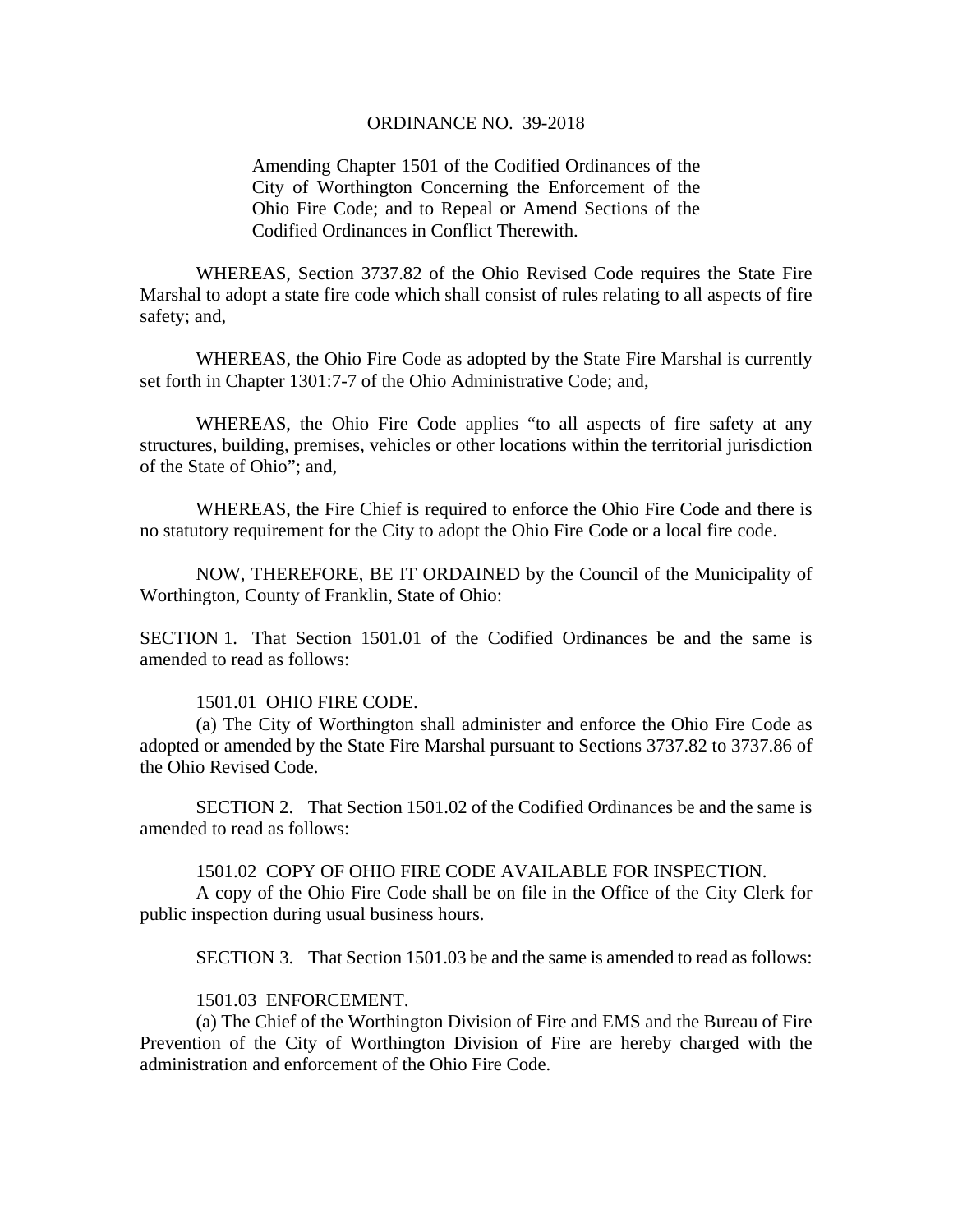# ORDINANCE NO. 39-2018

Amending Chapter 1501 of the Codified Ordinances of the City of Worthington Concerning the Enforcement of the Ohio Fire Code; and to Repeal or Amend Sections of the Codified Ordinances in Conflict Therewith.

WHEREAS, Section 3737.82 of the Ohio Revised Code requires the State Fire Marshal to adopt a state fire code which shall consist of rules relating to all aspects of fire safety; and,

WHEREAS, the Ohio Fire Code as adopted by the State Fire Marshal is currently set forth in Chapter 1301:7-7 of the Ohio Administrative Code; and,

WHEREAS, the Ohio Fire Code applies "to all aspects of fire safety at any structures, building, premises, vehicles or other locations within the territorial jurisdiction of the State of Ohio"; and,

WHEREAS, the Fire Chief is required to enforce the Ohio Fire Code and there is no statutory requirement for the City to adopt the Ohio Fire Code or a local fire code.

NOW, THEREFORE, BE IT ORDAINED by the Council of the Municipality of Worthington, County of Franklin, State of Ohio:

SECTION 1. That Section 1501.01 of the Codified Ordinances be and the same is amended to read as follows:

1501.01 OHIO FIRE CODE.

(a) The City of Worthington shall administer and enforce the Ohio Fire Code as adopted or amended by the State Fire Marshal pursuant to Sections 3737.82 to 3737.86 of the Ohio Revised Code.

SECTION 2. That Section 1501.02 of the Codified Ordinances be and the same is amended to read as follows:

1501.02 COPY OF OHIO FIRE CODE AVAILABLE FOR INSPECTION.

A copy of the Ohio Fire Code shall be on file in the Office of the City Clerk for public inspection during usual business hours.

SECTION 3. That Section 1501.03 be and the same is amended to read as follows:

1501.03 ENFORCEMENT.

(a) The Chief of the Worthington Division of Fire and EMS and the Bureau of Fire Prevention of the City of Worthington Division of Fire are hereby charged with the administration and enforcement of the Ohio Fire Code.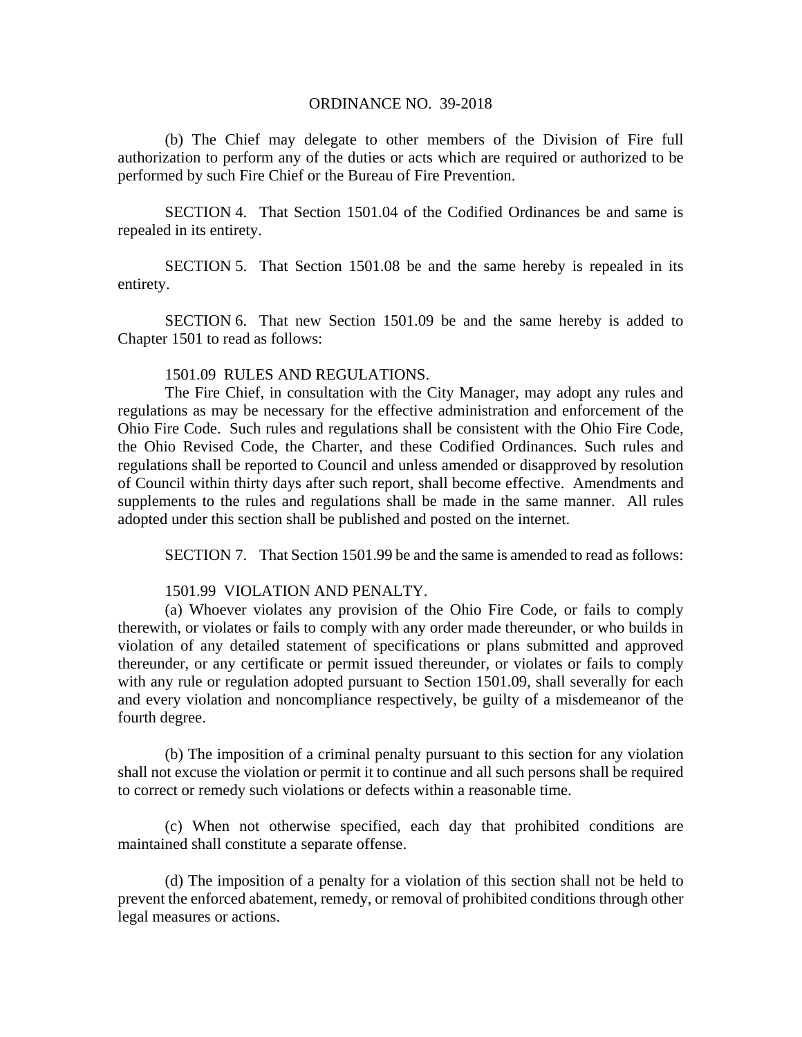ORDINANCE NO. 39-2018

(b) The Chief may delegate to other members of the Division of Fire full authorization to perform any of the duties or acts which are required or authorized to be performed by such Fire Chief or the Bureau of Fire Prevention.

SECTION 4. That Section 1501.04 of the Codified Ordinances be and same is repealed in its entirety.

SECTION 5. That Section 1501.08 be and the same hereby is repealed in its entirety.

SECTION 6. That new Section 1501.09 be and the same hereby is added to Chapter 1501 to read as follows:

1501.09 RULES AND REGULATIONS.

The Fire Chief, in consultation with the City Manager, may adopt any rules and regulations as may be necessary for the effective administration and enforcement of the Ohio Fire Code. Such rules and regulations shall be consistent with the Ohio Fire Code, the Ohio Revised Code, the Charter, and these Codified Ordinances. Such rules and regulations shall be reported to Council and unless amended or disapproved by resolution of Council within thirty days after such report, shall become effective. Amendments and supplements to the rules and regulations shall be made in the same manner. All rules adopted under this section shall be published and posted on the internet.

SECTION 7. That Section 1501.99 be and the same is amended to read as follows:

1501.99 VIOLATION AND PENALTY.

(a) Whoever violates any provision of the Ohio Fire Code, or fails to comply therewith, or violates or fails to comply with any order made thereunder, or who builds in violation of any detailed statement of specifications or plans submitted and approved thereunder, or any certificate or permit issued thereunder, or violates or fails to comply with any rule or regulation adopted pursuant to Section 1501.09, shall severally for each and every violation and noncompliance respectively, be guilty of a misdemeanor of the fourth degree.

(b) The imposition of a criminal penalty pursuant to this section for any violation shall not excuse the violation or permit it to continue and all such persons shall be required to correct or remedy such violations or defects within a reasonable time.

(c) When not otherwise specified, each day that prohibited conditions are maintained shall constitute a separate offense.

(d) The imposition of a penalty for a violation of this section shall not be held to prevent the enforced abatement, remedy, or removal of prohibited conditions through other legal measures or actions.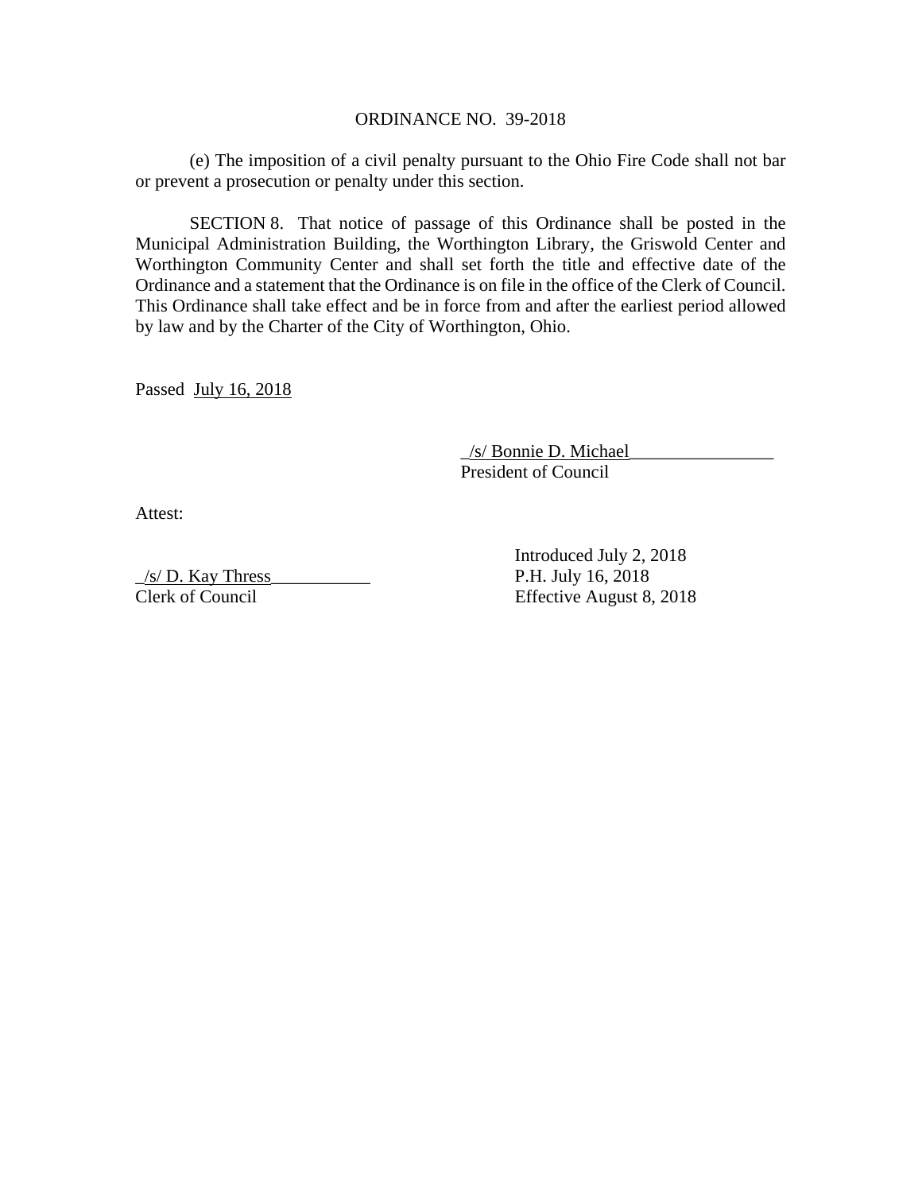ORDINANCE NO. 39-2018

(e) The imposition of a civil penalty pursuant to the Ohio Fire Code shall not bar or prevent a prosecution or penalty under this section.

SECTION 8. That notice of passage of this Ordinance shall be posted in the Municipal Administration Building, the Worthington Library, the Griswold Center and Worthington Community Center and shall set forth the title and effective date of the Ordinance and a statement that the Ordinance is on file in the office of the Clerk of Council. This Ordinance shall take effect and be in force from and after the earliest period allowed by law and by the Charter of the City of Worthington, Ohio.

Passed July 16, 2018

_/s/ Bonnie D. Michael________________
President of Council

Attest:

_/s/ D. Kay Thress___________
Clerk of Council

Introduced July 2, 2018
P.H. July 16, 2018
Effective August 8, 2018